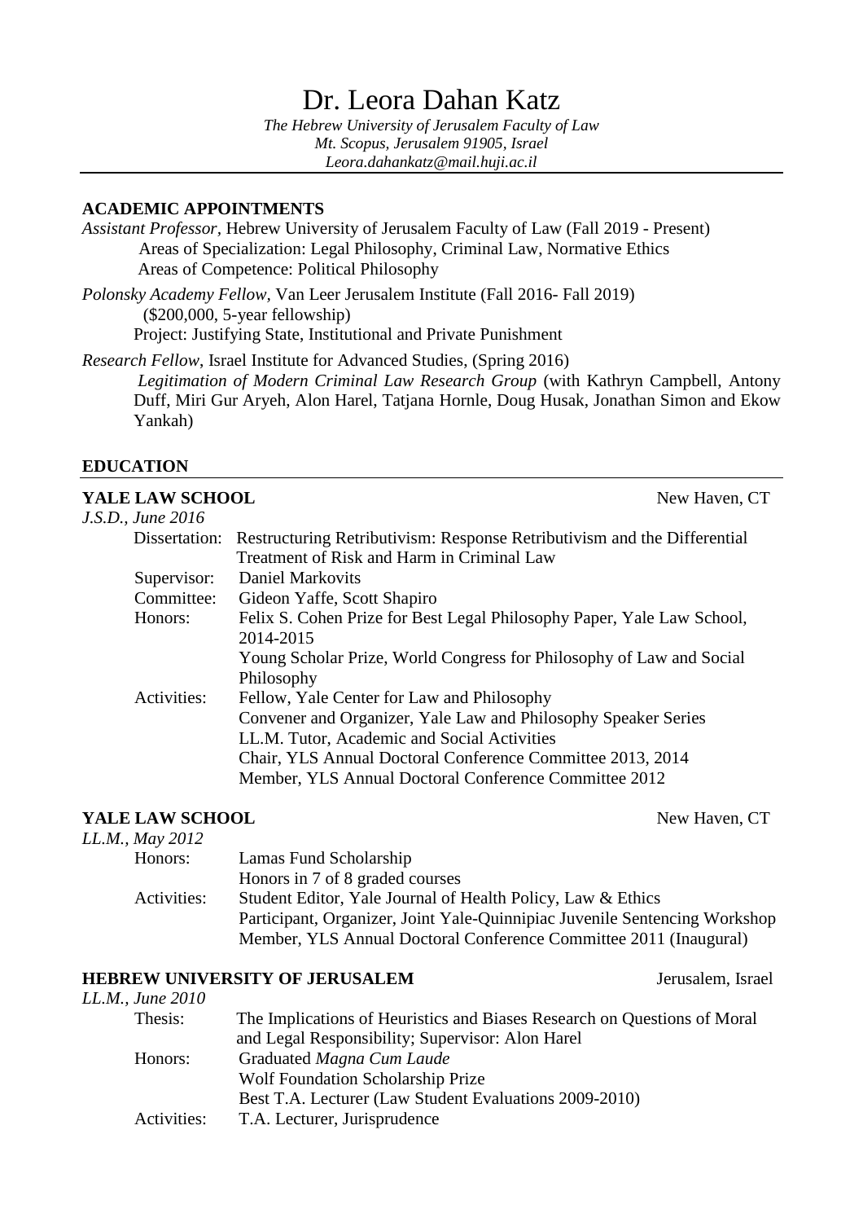# Dr. Leora Dahan Katz

*The Hebrew University of Jerusalem Faculty of Law*
*Mt. Scopus, Jerusalem 91905, Israel*
*Leora.dahankatz@mail.huji.ac.il*

---

## ACADEMIC APPOINTMENTS

*Assistant Professor*, Hebrew University of Jerusalem Faculty of Law (Fall 2019 - Present)
Areas of Specialization: Legal Philosophy, Criminal Law, Normative Ethics
Areas of Competence: Political Philosophy

*Polonsky Academy Fellow*, Van Leer Jerusalem Institute (Fall 2016- Fall 2019)
($200,000, 5-year fellowship)
Project: Justifying State, Institutional and Private Punishment

*Research Fellow*, Israel Institute for Advanced Studies, (Spring 2016)
*Legitimation of Modern Criminal Law Research Group* (with Kathryn Campbell, Antony Duff, Miri Gur Aryeh, Alon Harel, Tatjana Hornle, Doug Husak, Jonathan Simon and Ekow Yankah)

## EDUCATION

**YALE LAW SCHOOL** — New Haven, CT

*J.S.D., June 2016*

- Dissertation: Restructuring Retributivism: Response Retributivism and the Differential Treatment of Risk and Harm in Criminal Law
- Supervisor: Daniel Markovits
- Committee: Gideon Yaffe, Scott Shapiro
- Honors:
  - Felix S. Cohen Prize for Best Legal Philosophy Paper, Yale Law School, 2014-2015
  - Young Scholar Prize, World Congress for Philosophy of Law and Social Philosophy
- Activities:
  - Fellow, Yale Center for Law and Philosophy
  - Convener and Organizer, Yale Law and Philosophy Speaker Series
  - LL.M. Tutor, Academic and Social Activities
  - Chair, YLS Annual Doctoral Conference Committee 2013, 2014
  - Member, YLS Annual Doctoral Conference Committee 2012

**YALE LAW SCHOOL** — New Haven, CT

*LL.M., May 2012*

- Honors:
  - Lamas Fund Scholarship
  - Honors in 7 of 8 graded courses
- Activities:
  - Student Editor, Yale Journal of Health Policy, Law & Ethics
  - Participant, Organizer, Joint Yale-Quinnipiac Juvenile Sentencing Workshop
  - Member, YLS Annual Doctoral Conference Committee 2011 (Inaugural)

**HEBREW UNIVERSITY OF JERUSALEM** — Jerusalem, Israel

*LL.M., June 2010*

- Thesis: The Implications of Heuristics and Biases Research on Questions of Moral and Legal Responsibility; Supervisor: Alon Harel
- Honors:
  - Graduated *Magna Cum Laude*
  - Wolf Foundation Scholarship Prize
  - Best T.A. Lecturer (Law Student Evaluations 2009-2010)
- Activities: T.A. Lecturer, Jurisprudence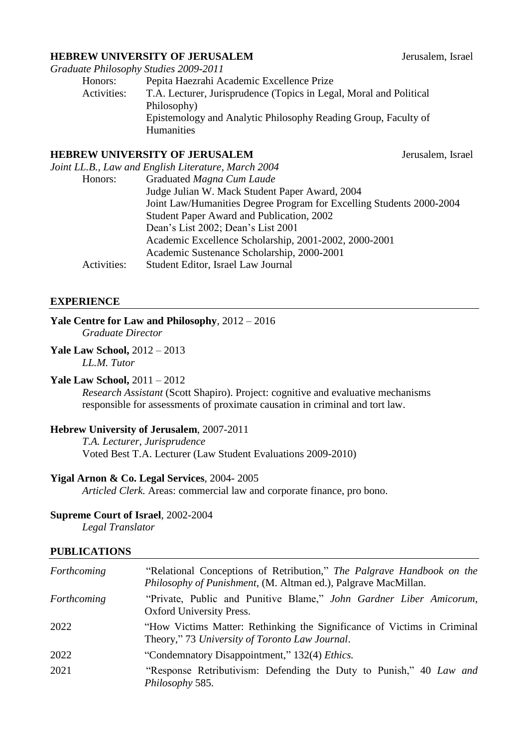**HEBREW UNIVERSITY OF JERUSALEM** Jerusalem, Israel

*Graduate Philosophy Studies 2009-2011*

Honors: Pepita Haezrahi Academic Excellence Prize

Activities: T.A. Lecturer, Jurisprudence (Topics in Legal, Moral and Political Philosophy)
Epistemology and Analytic Philosophy Reading Group, Faculty of Humanities

**HEBREW UNIVERSITY OF JERUSALEM** Jerusalem, Israel

*Joint LL.B., Law and English Literature, March 2004*

Honors: Graduated *Magna Cum Laude*
Judge Julian W. Mack Student Paper Award, 2004
Joint Law/Humanities Degree Program for Excelling Students 2000-2004
Student Paper Award and Publication, 2002
Dean's List 2002; Dean's List 2001
Academic Excellence Scholarship, 2001-2002, 2000-2001
Academic Sustenance Scholarship, 2000-2001

Activities: Student Editor, Israel Law Journal

## EXPERIENCE

**Yale Centre for Law and Philosophy**, 2012 – 2016
*Graduate Director*

**Yale Law School,** 2012 – 2013
*LL.M. Tutor*

**Yale Law School,** 2011 – 2012
*Research Assistant* (Scott Shapiro). Project: cognitive and evaluative mechanisms responsible for assessments of proximate causation in criminal and tort law.

**Hebrew University of Jerusalem**, 2007-2011
*T.A. Lecturer, Jurisprudence*
Voted Best T.A. Lecturer (Law Student Evaluations 2009-2010)

**Yigal Arnon & Co. Legal Services**, 2004- 2005
*Articled Clerk.* Areas: commercial law and corporate finance, pro bono.

**Supreme Court of Israel**, 2002-2004
*Legal Translator*

## PUBLICATIONS

| | |
|---|---|
| *Forthcoming* | "Relational Conceptions of Retribution," *The Palgrave Handbook on the Philosophy of Punishment*, (M. Altman ed.), Palgrave MacMillan. |
| *Forthcoming* | "Private, Public and Punitive Blame," *John Gardner Liber Amicorum*, Oxford University Press. |
| 2022 | "How Victims Matter: Rethinking the Significance of Victims in Criminal Theory," 73 *University of Toronto Law Journal*. |
| 2022 | "Condemnatory Disappointment," 132(4) *Ethics.* |
| 2021 | "Response Retributivism: Defending the Duty to Punish," 40 *Law and Philosophy* 585. |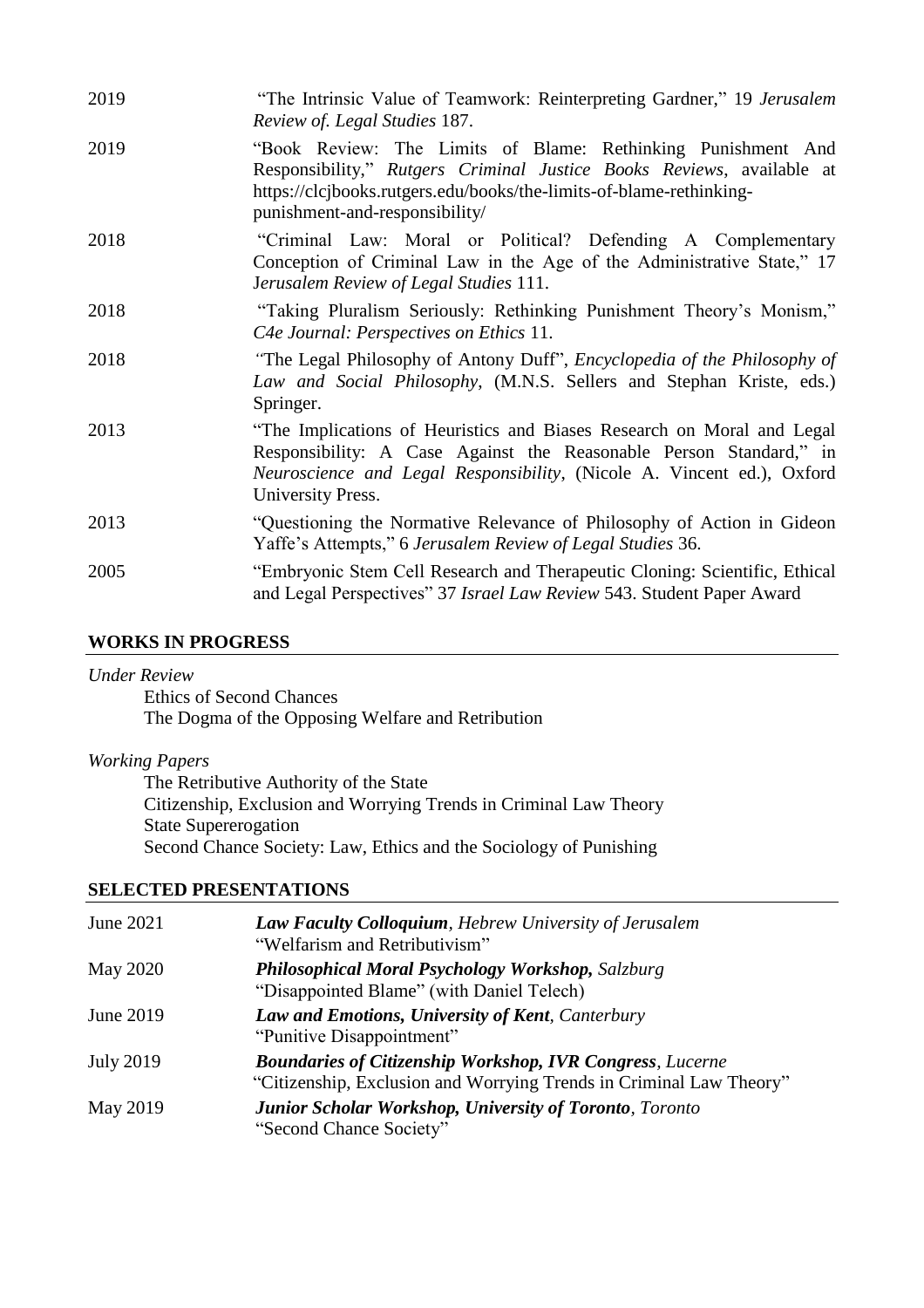| | |
|---|---|
| 2019 | "The Intrinsic Value of Teamwork: Reinterpreting Gardner," 19 *Jerusalem Review of. Legal Studies* 187. |
| 2019 | "Book Review: The Limits of Blame: Rethinking Punishment And Responsibility," *Rutgers Criminal Justice Books Reviews*, available at https://clcjbooks.rutgers.edu/books/the-limits-of-blame-rethinking-punishment-and-responsibility/ |
| 2018 | "Criminal Law: Moral or Political? Defending A Complementary Conception of Criminal Law in the Age of the Administrative State," 17 *Jerusalem Review of Legal Studies* 111. |
| 2018 | "Taking Pluralism Seriously: Rethinking Punishment Theory's Monism," *C4e Journal: Perspectives on Ethics* 11. |
| 2018 | "The Legal Philosophy of Antony Duff", *Encyclopedia of the Philosophy of Law and Social Philosophy*, (M.N.S. Sellers and Stephan Kriste, eds.) Springer. |
| 2013 | "The Implications of Heuristics and Biases Research on Moral and Legal Responsibility: A Case Against the Reasonable Person Standard," in *Neuroscience and Legal Responsibility*, (Nicole A. Vincent ed.), Oxford University Press. |
| 2013 | "Questioning the Normative Relevance of Philosophy of Action in Gideon Yaffe's Attempts," 6 *Jerusalem Review of Legal Studies* 36. |
| 2005 | "Embryonic Stem Cell Research and Therapeutic Cloning: Scientific, Ethical and Legal Perspectives" 37 *Israel Law Review* 543. Student Paper Award |

## WORKS IN PROGRESS

*Under Review*

Ethics of Second Chances
The Dogma of the Opposing Welfare and Retribution

*Working Papers*

The Retributive Authority of the State
Citizenship, Exclusion and Worrying Trends in Criminal Law Theory
State Supererogation
Second Chance Society: Law, Ethics and the Sociology of Punishing

## SELECTED PRESENTATIONS

| | |
|---|---|
| June 2021 | ***Law Faculty Colloquium***, *Hebrew University of Jerusalem* "Welfarism and Retributivism" |
| May 2020 | ***Philosophical Moral Psychology Workshop,*** *Salzburg* "Disappointed Blame" (with Daniel Telech) |
| June 2019 | ***Law and Emotions, University of Kent***, *Canterbury* "Punitive Disappointment" |
| July 2019 | ***Boundaries of Citizenship Workshop, IVR Congress***, *Lucerne* "Citizenship, Exclusion and Worrying Trends in Criminal Law Theory" |
| May 2019 | ***Junior Scholar Workshop, University of Toronto***, *Toronto* "Second Chance Society" |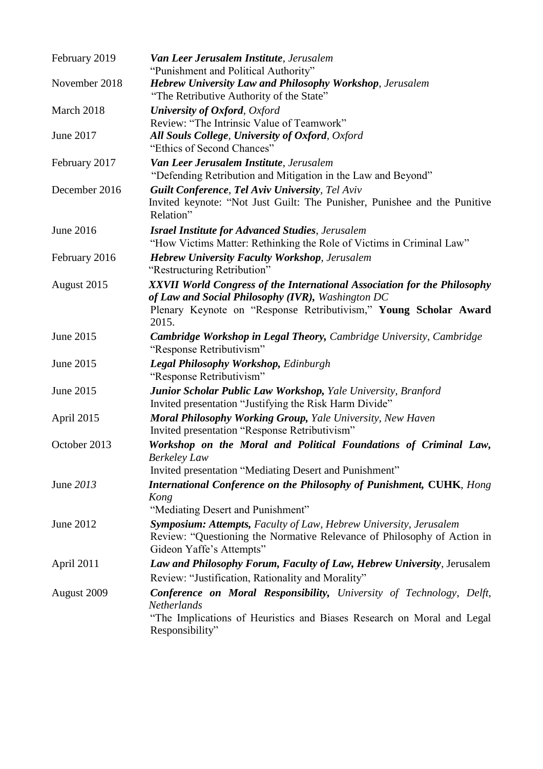| | |
|---|---|
| February 2019 | ***Van Leer Jerusalem Institute***, *Jerusalem*<br>"Punishment and Political Authority" |
| November 2018 | ***Hebrew University Law and Philosophy Workshop***, *Jerusalem*<br>"The Retributive Authority of the State" |
| March 2018 | ***University of Oxford***, *Oxford*<br>Review: "The Intrinsic Value of Teamwork" |
| June 2017 | ***All Souls College***, ***University of Oxford***, *Oxford*<br>"Ethics of Second Chances" |
| February 2017 | ***Van Leer Jerusalem Institute***, *Jerusalem*<br>"Defending Retribution and Mitigation in the Law and Beyond" |
| December 2016 | ***Guilt Conference***, ***Tel Aviv University***, *Tel Aviv*<br>Invited keynote: "Not Just Guilt: The Punisher, Punishee and the Punitive Relation" |
| June 2016 | ***Israel Institute for Advanced Studies***, *Jerusalem*<br>"How Victims Matter: Rethinking the Role of Victims in Criminal Law" |
| February 2016 | ***Hebrew University Faculty Workshop***, *Jerusalem*<br>"Restructuring Retribution" |
| August 2015 | ***XXVII World Congress of the International Association for the Philosophy of Law and Social Philosophy (IVR),*** *Washington DC*<br>Plenary Keynote on "Response Retributivism," **Young Scholar Award** 2015. |
| June 2015 | ***Cambridge Workshop in Legal Theory,*** *Cambridge University, Cambridge*<br>"Response Retributivism" |
| June 2015 | ***Legal Philosophy Workshop,*** *Edinburgh*<br>"Response Retributivism" |
| June 2015 | ***Junior Scholar Public Law Workshop,*** *Yale University, Branford*<br>Invited presentation "Justifying the Risk Harm Divide" |
| April 2015 | ***Moral Philosophy Working Group,*** *Yale University, New Haven*<br>Invited presentation "Response Retributivism" |
| October 2013 | ***Workshop on the Moral and Political Foundations of Criminal Law,*** *Berkeley Law*<br>Invited presentation "Mediating Desert and Punishment" |
| June *2013* | ***International Conference on the Philosophy of Punishment,*** **CUHK**, *Hong Kong*<br>"Mediating Desert and Punishment" |
| June 2012 | ***Symposium: Attempts,*** *Faculty of Law, Hebrew University, Jerusalem*<br>Review: "Questioning the Normative Relevance of Philosophy of Action in Gideon Yaffe's Attempts" |
| April 2011 | ***Law and Philosophy Forum, Faculty of Law, Hebrew University***, Jerusalem<br>Review: "Justification, Rationality and Morality" |
| August 2009 | ***Conference on Moral Responsibility,*** *University of Technology, Delft, Netherlands*<br>"The Implications of Heuristics and Biases Research on Moral and Legal Responsibility" |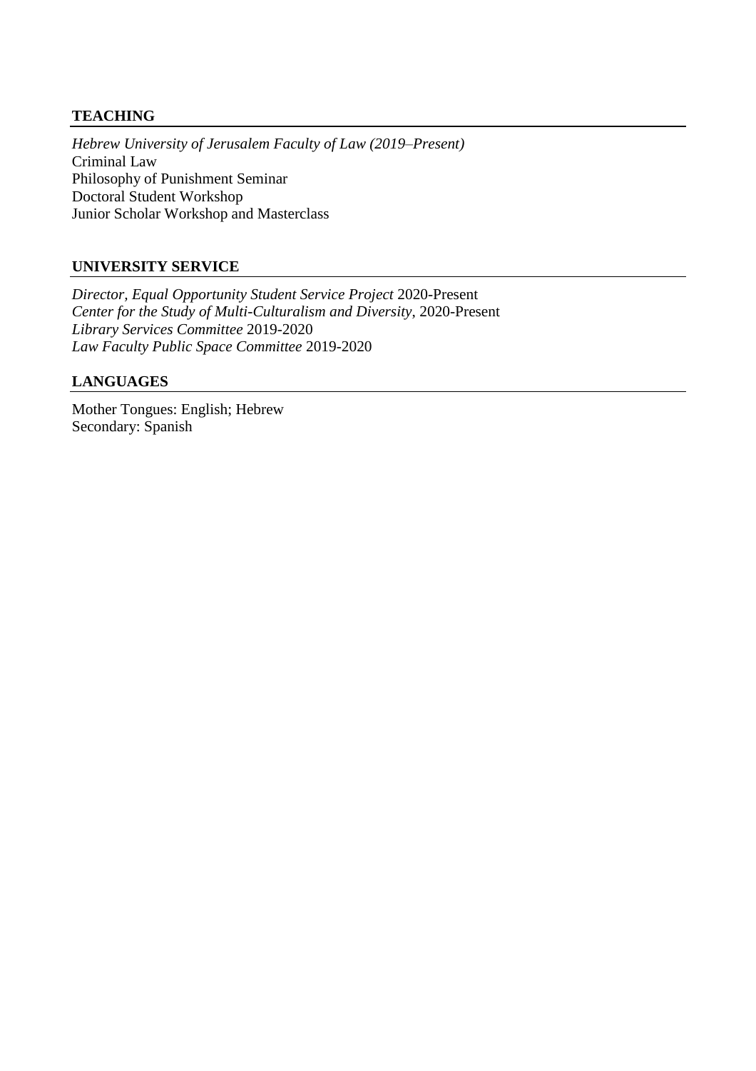## TEACHING

*Hebrew University of Jerusalem Faculty of Law (2019–Present)*
Criminal Law
Philosophy of Punishment Seminar
Doctoral Student Workshop
Junior Scholar Workshop and Masterclass

## UNIVERSITY SERVICE

*Director, Equal Opportunity Student Service Project* 2020-Present
*Center for the Study of Multi-Culturalism and Diversity*, 2020-Present
*Library Services Committee* 2019-2020
*Law Faculty Public Space Committee* 2019-2020

## LANGUAGES

Mother Tongues: English; Hebrew
Secondary: Spanish